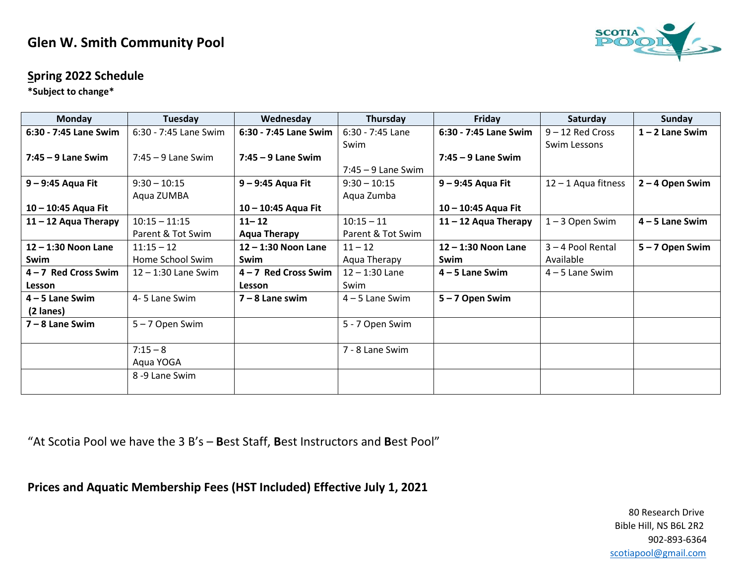## Glen W. Smith Community Pool

### Spring 2022 Schedule

***Subject to change***

| Monday | Tuesday | Wednesday | Thursday | Friday | Saturday | Sunday |
|---|---|---|---|---|---|---|
| **6:30 - 7:45 Lane Swim** <br> **7:45 – 9 Lane Swim** | 6:30 - 7:45 Lane Swim <br> 7:45 – 9 Lane Swim | **6:30 - 7:45 Lane Swim** <br> **7:45 – 9 Lane Swim** | 6:30 - 7:45 Lane Swim <br> 7:45 – 9 Lane Swim | **6:30 - 7:45 Lane Swim** <br> **7:45 – 9 Lane Swim** | 9 – 12 Red Cross Swim Lessons | **1 – 2 Lane Swim** |
| **9 – 9:45 Aqua Fit** <br> **10 – 10:45 Aqua Fit** | 9:30 – 10:15 Aqua ZUMBA | **9 – 9:45 Aqua Fit** <br> **10 – 10:45 Aqua Fit** | 9:30 – 10:15 Aqua Zumba | **9 – 9:45 Aqua Fit** <br> **10 – 10:45 Aqua Fit** | 12 – 1 Aqua fitness | **2 – 4 Open Swim** |
| **11 – 12 Aqua Therapy** | 10:15 – 11:15 Parent & Tot Swim | **11– 12 Aqua Therapy** | 10:15 – 11 Parent & Tot Swim | **11 – 12 Aqua Therapy** | 1 – 3 Open Swim | **4 – 5 Lane Swim** |
| **12 – 1:30 Noon Lane Swim** | 11:15 – 12 Home School Swim | **12 – 1:30 Noon Lane Swim** | 11 – 12 Aqua Therapy | **12 – 1:30 Noon Lane Swim** | 3 – 4 Pool Rental Available | **5 – 7 Open Swim** |
| **4 – 7 Red Cross Swim Lesson** | 12 – 1:30 Lane Swim | **4 – 7 Red Cross Swim Lesson** | 12 – 1:30 Lane Swim | **4 – 5 Lane Swim** | 4 – 5 Lane Swim | |
| **4 – 5 Lane Swim (2 lanes)** | 4- 5 Lane Swim | **7 – 8 Lane swim** | 4 – 5 Lane Swim | **5 – 7 Open Swim** | | |
| **7 – 8 Lane Swim** | 5 – 7 Open Swim | | 5 - 7 Open Swim | | | |
| | 7:15 – 8 Aqua YOGA | | 7 - 8 Lane Swim | | | |
| | 8 -9 Lane Swim | | | | | |

"At Scotia Pool we have the 3 B's – **B**est Staff, **B**est Instructors and **B**est Pool"

**Prices and Aquatic Membership Fees (HST Included) Effective July 1, 2021**

80 Research Drive
Bible Hill, NS B6L 2R2
902-893-6364
scotiapool@gmail.com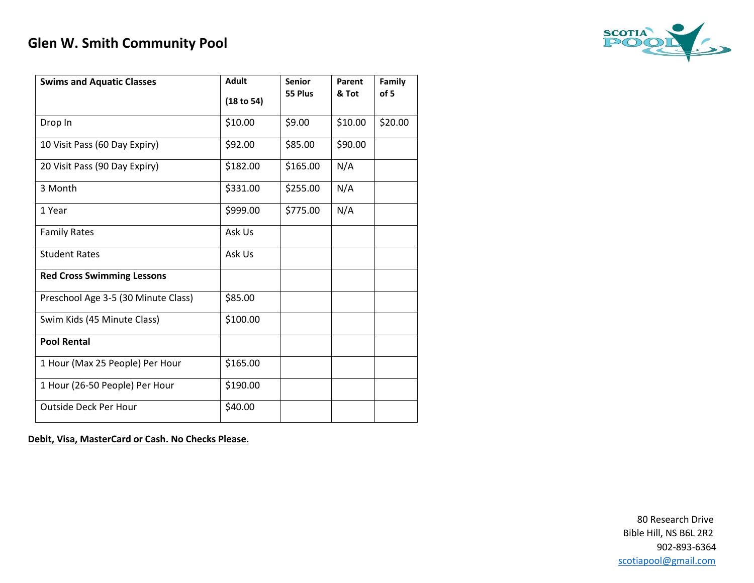## Glen W. Smith Community Pool

| **Swims and Aquatic Classes** | **Adult (18 to 54)** | **Senior 55 Plus** | **Parent & Tot** | **Family of 5** |
|---|---|---|---|---|
| Drop In | $10.00 | $9.00 | $10.00 | $20.00 |
| 10 Visit Pass (60 Day Expiry) | $92.00 | $85.00 | $90.00 | |
| 20 Visit Pass (90 Day Expiry) | $182.00 | $165.00 | N/A | |
| 3 Month | $331.00 | $255.00 | N/A | |
| 1 Year | $999.00 | $775.00 | N/A | |
| Family Rates | Ask Us | | | |
| Student Rates | Ask Us | | | |
| **Red Cross Swimming Lessons** | | | | |
| Preschool Age 3-5 (30 Minute Class) | $85.00 | | | |
| Swim Kids (45 Minute Class) | $100.00 | | | |
| **Pool Rental** | | | | |
| 1 Hour (Max 25 People) Per Hour | $165.00 | | | |
| 1 Hour (26-50 People) Per Hour | $190.00 | | | |
| Outside Deck Per Hour | $40.00 | | | |

**Debit, Visa, MasterCard or Cash. No Checks Please.**

80 Research Drive
Bible Hill, NS B6L 2R2
902-893-6364
scotiapool@gmail.com